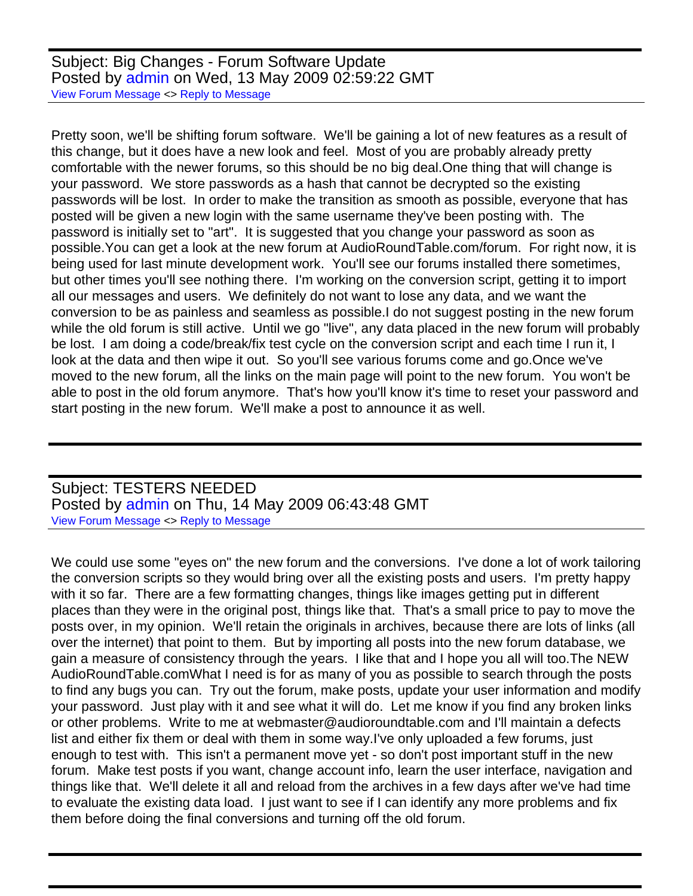Subject: Big Changes - Forum Software Update
Posted by admin on Wed, 13 May 2009 02:59:22 GMT
View Forum Message <> Reply to Message

---

Pretty soon, we'll be shifting forum software. We'll be gaining a lot of new features as a result of this change, but it does have a new look and feel. Most of you are probably already pretty comfortable with the newer forums, so this should be no big deal.One thing that will change is your password. We store passwords as a hash that cannot be decrypted so the existing passwords will be lost. In order to make the transition as smooth as possible, everyone that has posted will be given a new login with the same username they've been posting with. The password is initially set to "art". It is suggested that you change your password as soon as possible.You can get a look at the new forum at AudioRoundTable.com/forum. For right now, it is being used for last minute development work. You'll see our forums installed there sometimes, but other times you'll see nothing there. I'm working on the conversion script, getting it to import all our messages and users. We definitely do not want to lose any data, and we want the conversion to be as painless and seamless as possible.I do not suggest posting in the new forum while the old forum is still active. Until we go "live", any data placed in the new forum will probably be lost. I am doing a code/break/fix test cycle on the conversion script and each time I run it, I look at the data and then wipe it out. So you'll see various forums come and go.Once we've moved to the new forum, all the links on the main page will point to the new forum. You won't be able to post in the old forum anymore. That's how you'll know it's time to reset your password and start posting in the new forum. We'll make a post to announce it as well.

---

Subject: TESTERS NEEDED
Posted by admin on Thu, 14 May 2009 06:43:48 GMT
View Forum Message <> Reply to Message

---

We could use some "eyes on" the new forum and the conversions. I've done a lot of work tailoring the conversion scripts so they would bring over all the existing posts and users. I'm pretty happy with it so far. There are a few formatting changes, things like images getting put in different places than they were in the original post, things like that. That's a small price to pay to move the posts over, in my opinion. We'll retain the originals in archives, because there are lots of links (all over the internet) that point to them. But by importing all posts into the new forum database, we gain a measure of consistency through the years. I like that and I hope you all will too.The NEW AudioRoundTable.comWhat I need is for as many of you as possible to search through the posts to find any bugs you can. Try out the forum, make posts, update your user information and modify your password. Just play with it and see what it will do. Let me know if you find any broken links or other problems. Write to me at webmaster@audioroundtable.com and I'll maintain a defects list and either fix them or deal with them in some way.I've only uploaded a few forums, just enough to test with. This isn't a permanent move yet - so don't post important stuff in the new forum. Make test posts if you want, change account info, learn the user interface, navigation and things like that. We'll delete it all and reload from the archives in a few days after we've had time to evaluate the existing data load. I just want to see if I can identify any more problems and fix them before doing the final conversions and turning off the old forum.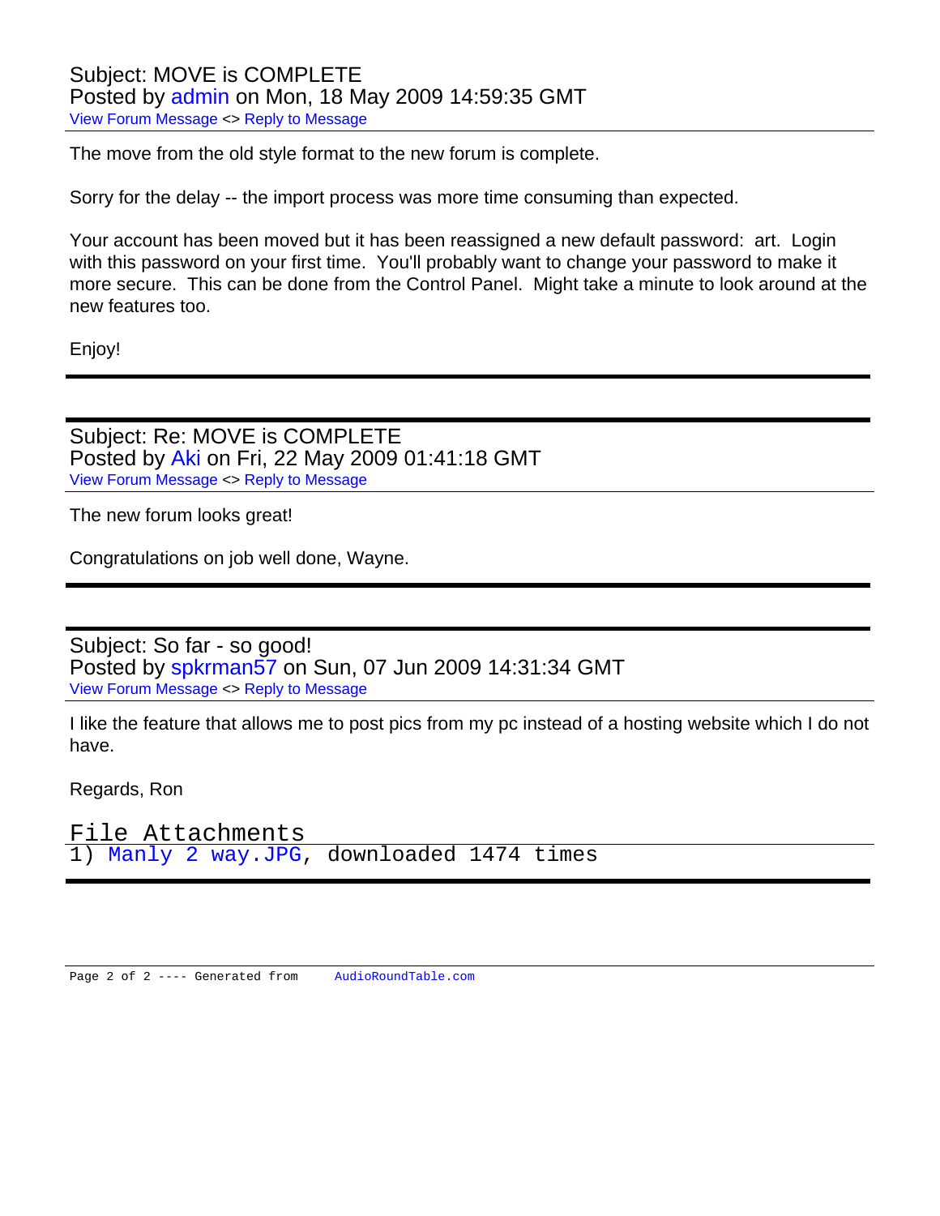Subject: MOVE is COMPLETE
Posted by admin on Mon, 18 May 2009 14:59:35 GMT
View Forum Message <> Reply to Message

---

The move from the old style format to the new forum is complete.

Sorry for the delay -- the import process was more time consuming than expected.

Your account has been moved but it has been reassigned a new default password: art. Login with this password on your first time. You'll probably want to change your password to make it more secure. This can be done from the Control Panel. Might take a minute to look around at the new features too.

Enjoy!

---

Subject: Re: MOVE is COMPLETE
Posted by Aki on Fri, 22 May 2009 01:41:18 GMT
View Forum Message <> Reply to Message

---

The new forum looks great!

Congratulations on job well done, Wayne.

---

Subject: So far - so good!
Posted by spkrman57 on Sun, 07 Jun 2009 14:31:34 GMT
View Forum Message <> Reply to Message

---

I like the feature that allows me to post pics from my pc instead of a hosting website which I do not have.

Regards, Ron

File Attachments

1) Manly 2 way.JPG, downloaded 1474 times